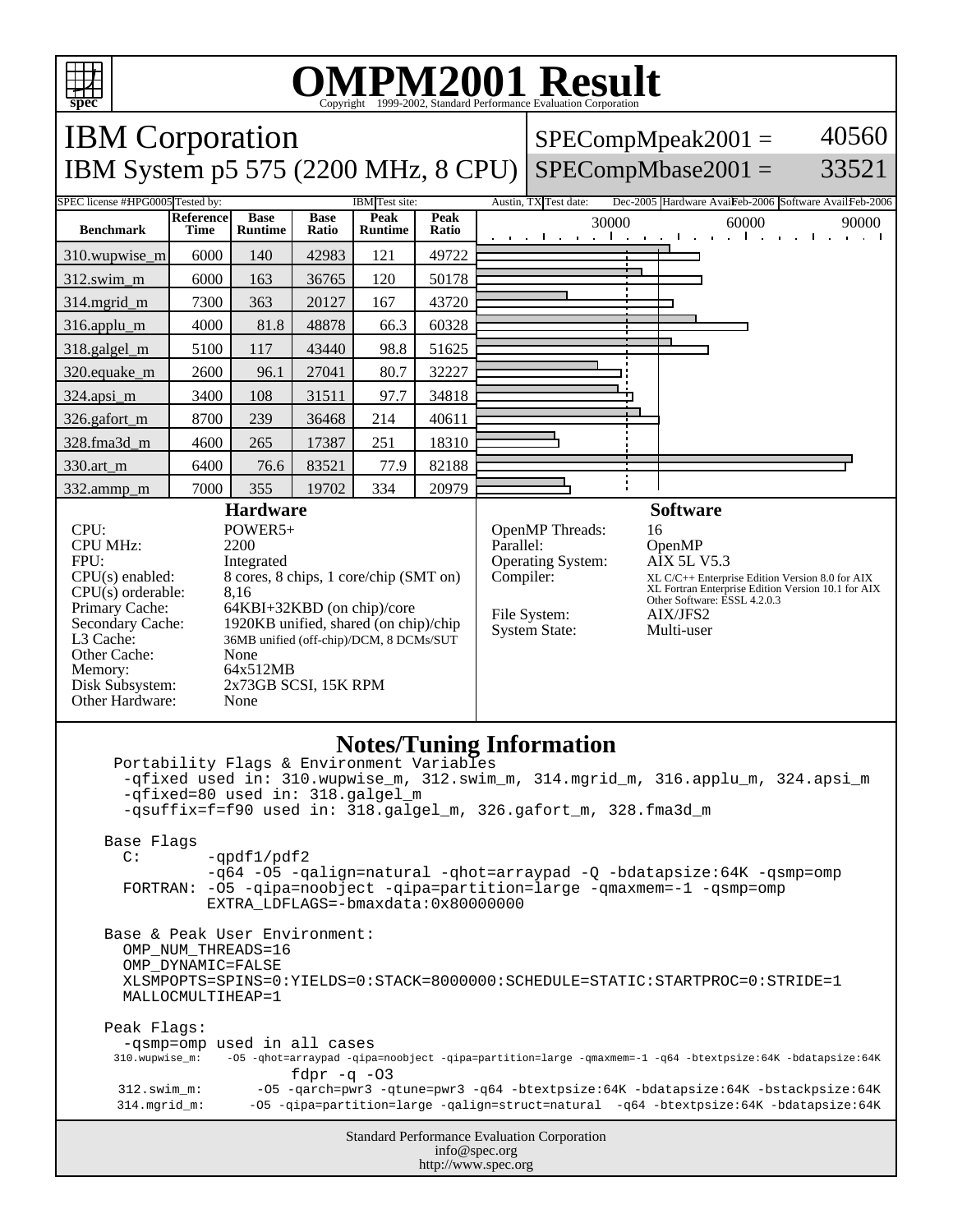# OMPM2001 Result

Copyright 1999-2002, Standard Performance Evaluation Corporation

## IBM Corporation

## IBM System p5 575 (2200 MHz, 8 CPU)

SPECompMpeak2001 = 40560

SPECompMbase2001 = 33521

SPEC license #: HPG0005 | Tested by: IBM | Test site: Austin, TX | Test date: Dec-2005 | Hardware Avail: Feb-2006 | Software Avail: Feb-2006

| Benchmark | Reference Time | Base Runtime | Base Ratio | Peak Runtime | Peak Ratio |
|---|---|---|---|---|---|
| 310.wupwise_m | 6000 | 140 | 42983 | 121 | 49722 |
| 312.swim_m | 6000 | 163 | 36765 | 120 | 50178 |
| 314.mgrid_m | 7300 | 363 | 20127 | 167 | 43720 |
| 316.applu_m | 4000 | 81.8 | 48878 | 66.3 | 60328 |
| 318.galgel_m | 5100 | 117 | 43440 | 98.8 | 51625 |
| 320.equake_m | 2600 | 96.1 | 27041 | 80.7 | 32227 |
| 324.apsi_m | 3400 | 108 | 31511 | 97.7 | 34818 |
| 326.gafort_m | 8700 | 239 | 36468 | 214 | 40611 |
| 328.fma3d_m | 4600 | 265 | 17387 | 251 | 18310 |
| 330.art_m | 6400 | 76.6 | 83521 | 77.9 | 82188 |
| 332.ammp_m | 7000 | 355 | 19702 | 334 | 20979 |

### Hardware

- CPU: POWER5+
- CPU MHz: 2200
- FPU: Integrated
- CPU(s) enabled: 8 cores, 8 chips, 1 core/chip (SMT on)
- CPU(s) orderable: 8,16
- Primary Cache: 64KBI+32KBD (on chip)/core
- Secondary Cache: 1920KB unified, shared (on chip)/chip
- L3 Cache: 36MB unified (off-chip)/DCM, 8 DCMs/SUT
- Other Cache: None
- Memory: 64x512MB
- Disk Subsystem: 2x73GB SCSI, 15K RPM
- Other Hardware: None

### Software

- OpenMP Threads: 16
- Parallel: OpenMP
- Operating System: AIX 5L V5.3
- Compiler: XL C/C++ Enterprise Edition Version 8.0 for AIX; XL Fortran Enterprise Edition Version 10.1 for AIX; Other Software: ESSL 4.2.0.3
- File System: AIX/JFS2
- System State: Multi-user

### Notes/Tuning Information

```
Portability Flags & Environment Variables
 -qfixed used in: 310.wupwise_m, 312.swim_m, 314.mgrid_m, 316.applu_m, 324.apsi_m
 -qfixed=80 used in: 318.galgel_m
 -qsuffix=f=f90 used in: 318.galgel_m, 326.gafort_m, 328.fma3d_m

Base Flags
  C:       -qpdf1/pdf2
           -q64 -O5 -qalign=natural -qhot=arraypad -Q -bdatapsize:64K -qsmp=omp
  FORTRAN: -O5 -qipa=noobject -qipa=partition=large -qmaxmem=-1 -qsmp=omp
           EXTRA_LDFLAGS=-bmaxdata:0x80000000

Base & Peak User Environment:
  OMP_NUM_THREADS=16
  OMP_DYNAMIC=FALSE
  XLSMPOPTS=SPINS=0:YIELDS=0:STACK=8000000:SCHEDULE=STATIC:STARTPROC=0:STRIDE=1
  MALLOCMULTIHEAP=1

Peak Flags:
  -qsmp=omp used in all cases
  310.wupwise_m:  -O5 -qhot=arraypad -qipa=noobject -qipa=partition=large -qmaxmem=-1 -q64 -btextpsize:64K -bdatapsize:64K
                  fdpr -q -O3
  312.swim_m:     -O5 -qarch=pwr3 -qtune=pwr3 -q64 -btextpsize:64K -bdatapsize:64K -bstackpsize:64K
  314.mgrid_m:    -O5 -qipa=partition=large -qalign=struct=natural  -q64 -btextpsize:64K -bdatapsize:64K
```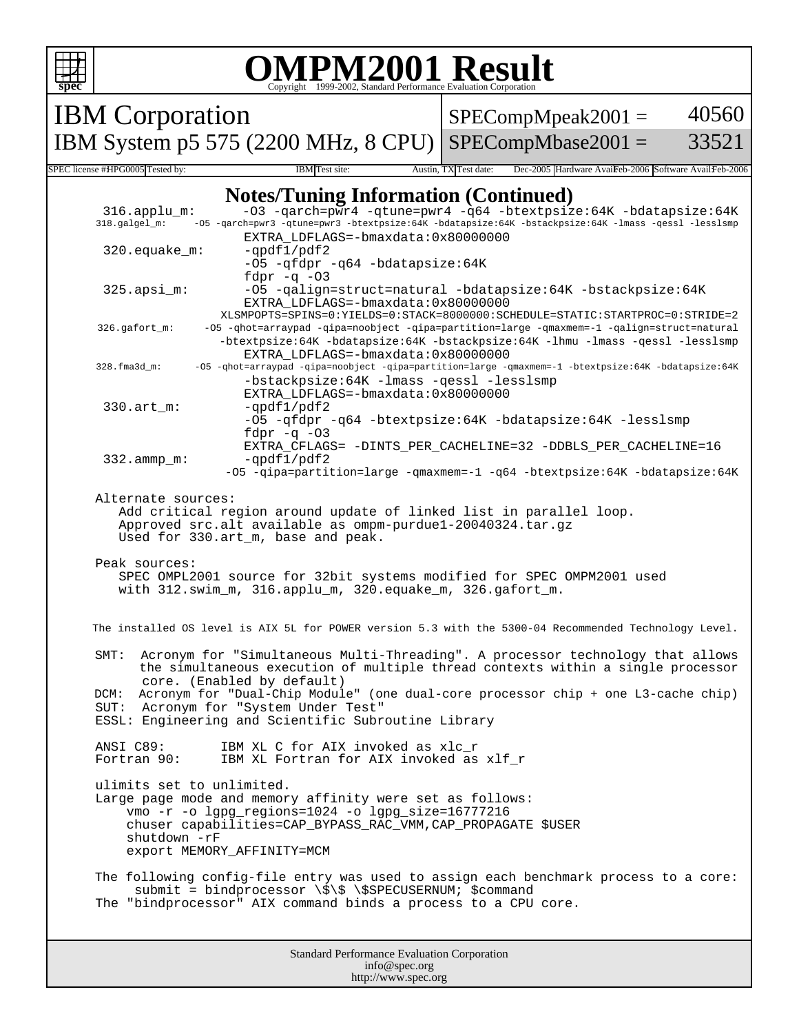# OMPM2001 Result

IBM Corporation

IBM System p5 575 (2200 MHz, 8 CPU)

SPECompMpeak2001 = 40560

SPECompMbase2001 = 33521

SPEC license #: HPG0005 Tested by: IBM Test site: Austin, TX Test date: Dec-2005 Hardware Avail: Feb-2006 Software Avail: Feb-2006

## Notes/Tuning Information (Continued)

```
316.applu_m:     -O3 -qarch=pwr4 -qtune=pwr4 -q64 -btextpsize:64K -bdatapsize:64K
318.galgel_m:    -O5 -qarch=pwr3 -qtune=pwr3 -btextpsize:64K -bdatapsize:64K -bstackpsize:64K -lmass -qessl -lesslsmp
                 EXTRA_LDFLAGS=-bmaxdata:0x80000000
320.equake_m:    -qpdf1/pdf2
                 -O5 -qfdpr -q64 -bdatapsize:64K
                 fdpr -q -O3
325.apsi_m:      -O5 -qalign=struct=natural -bdatapsize:64K -bstackpsize:64K
                 EXTRA_LDFLAGS=-bmaxdata:0x80000000
                 XLSMPOPTS=SPINS=0:YIELDS=0:STACK=8000000:SCHEDULE=STATIC:STARTPROC=0:STRIDE=2
326.gafort_m:    -O5 -qhot=arraypad -qipa=noobject -qipa=partition=large -qmaxmem=-1 -qalign=struct=natural
                 -btextpsize:64K -bdatapsize:64K -bstackpsize:64K -lhmu -lmass -qessl -lesslsmp
                 EXTRA_LDFLAGS=-bmaxdata:0x80000000
328.fma3d_m:     -O5 -qhot=arraypad -qipa=noobject -qipa=partition=large -qmaxmem=-1 -btextpsize:64K -bdatapsize:64K
                 -bstackpsize:64K -lmass -qessl -lesslsmp
                 EXTRA_LDFLAGS=-bmaxdata:0x80000000
330.art_m:       -qpdf1/pdf2
                 -O5 -qfdpr -q64 -btextpsize:64K -bdatapsize:64K -lesslsmp
                 fdpr -q -O3
                 EXTRA_CFLAGS= -DINTS_PER_CACHELINE=32 -DDBLS_PER_CACHELINE=16
332.ammp_m:      -qpdf1/pdf2
                 -O5 -qipa=partition=large -qmaxmem=-1 -q64 -btextpsize:64K -bdatapsize:64K
```

Alternate sources:
Add critical region around update of linked list in parallel loop.
Approved src.alt available as ompm-purdue1-20040324.tar.gz
Used for 330.art_m, base and peak.

Peak sources:
SPEC OMPL2001 source for 32bit systems modified for SPEC OMPM2001 used
with 312.swim_m, 316.applu_m, 320.equake_m, 326.gafort_m.

The installed OS level is AIX 5L for POWER version 5.3 with the 5300-04 Recommended Technology Level.

SMT: Acronym for "Simultaneous Multi-Threading". A processor technology that allows the simultaneous execution of multiple thread contexts within a single processor core. (Enabled by default)
DCM: Acronym for "Dual-Chip Module" (one dual-core processor chip + one L3-cache chip)
SUT: Acronym for "System Under Test"
ESSL: Engineering and Scientific Subroutine Library

ANSI C89: IBM XL C for AIX invoked as xlc_r
Fortran 90: IBM XL Fortran for AIX invoked as xlf_r

ulimits set to unlimited.
Large page mode and memory affinity were set as follows:

```
vmo -r -o lgpg_regions=1024 -o lgpg_size=16777216
chuser capabilities=CAP_BYPASS_RAC_VMM,CAP_PROPAGATE $USER
shutdown -rF
export MEMORY_AFFINITY=MCM
```

The following config-file entry was used to assign each benchmark process to a core:

```
submit = bindprocessor \$\$ \$SPECUSERNUM; $command
```

The "bindprocessor" AIX command binds a process to a CPU core.

Standard Performance Evaluation Corporation
info@spec.org
http://www.spec.org